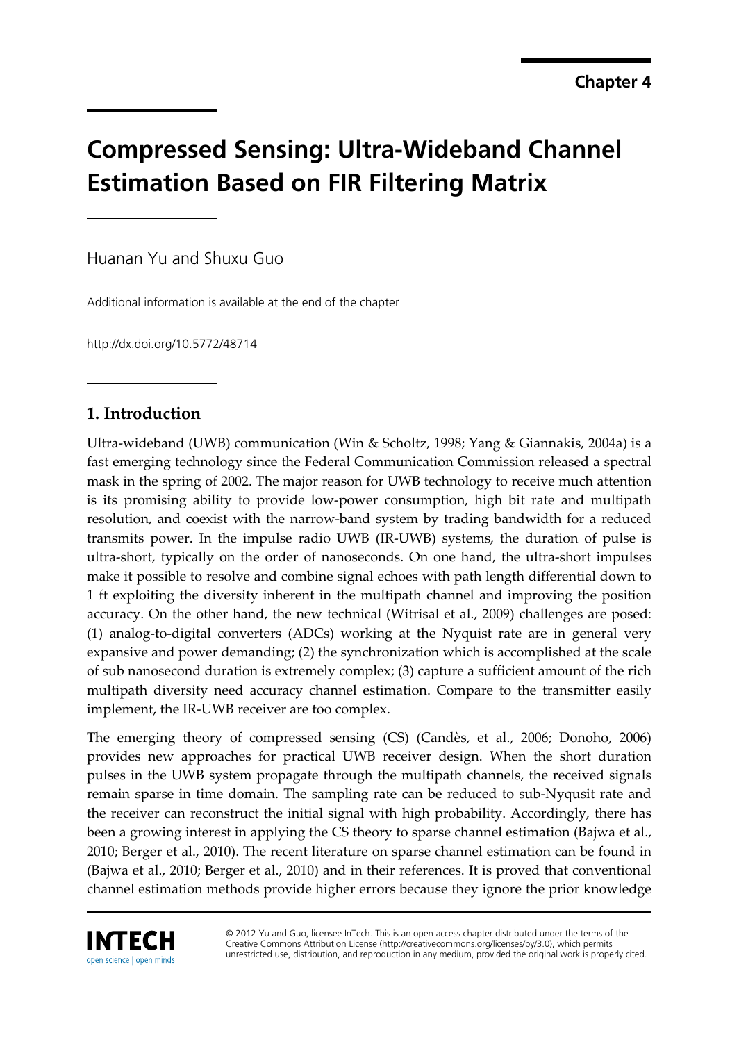Chapter 4

# Compressed Sensing: Ultra-Wideband Channel Estimation Based on FIR Filtering Matrix

Huanan Yu and Shuxu Guo

Additional information is available at the end of the chapter

http://dx.doi.org/10.5772/48714

## 1. Introduction

Ultra-wideband (UWB) communication (Win & Scholtz, 1998; Yang & Giannakis, 2004a) is a fast emerging technology since the Federal Communication Commission released a spectral mask in the spring of 2002. The major reason for UWB technology to receive much attention is its promising ability to provide low-power consumption, high bit rate and multipath resolution, and coexist with the narrow-band system by trading bandwidth for a reduced transmits power. In the impulse radio UWB (IR-UWB) systems, the duration of pulse is ultra-short, typically on the order of nanoseconds. On one hand, the ultra-short impulses make it possible to resolve and combine signal echoes with path length differential down to 1 ft exploiting the diversity inherent in the multipath channel and improving the position accuracy. On the other hand, the new technical (Witrisal et al., 2009) challenges are posed: (1) analog-to-digital converters (ADCs) working at the Nyquist rate are in general very expansive and power demanding; (2) the synchronization which is accomplished at the scale of sub nanosecond duration is extremely complex; (3) capture a sufficient amount of the rich multipath diversity need accuracy channel estimation. Compare to the transmitter easily implement, the IR-UWB receiver are too complex.

The emerging theory of compressed sensing (CS) (Candès, et al., 2006; Donoho, 2006) provides new approaches for practical UWB receiver design. When the short duration pulses in the UWB system propagate through the multipath channels, the received signals remain sparse in time domain. The sampling rate can be reduced to sub-Nyqusit rate and the receiver can reconstruct the initial signal with high probability. Accordingly, there has been a growing interest in applying the CS theory to sparse channel estimation (Bajwa et al., 2010; Berger et al., 2010). The recent literature on sparse channel estimation can be found in (Bajwa et al., 2010; Berger et al., 2010) and in their references. It is proved that conventional channel estimation methods provide higher errors because they ignore the prior knowledge

© 2012 Yu and Guo, licensee InTech. This is an open access chapter distributed under the terms of the Creative Commons Attribution License (http://creativecommons.org/licenses/by/3.0), which permits unrestricted use, distribution, and reproduction in any medium, provided the original work is properly cited.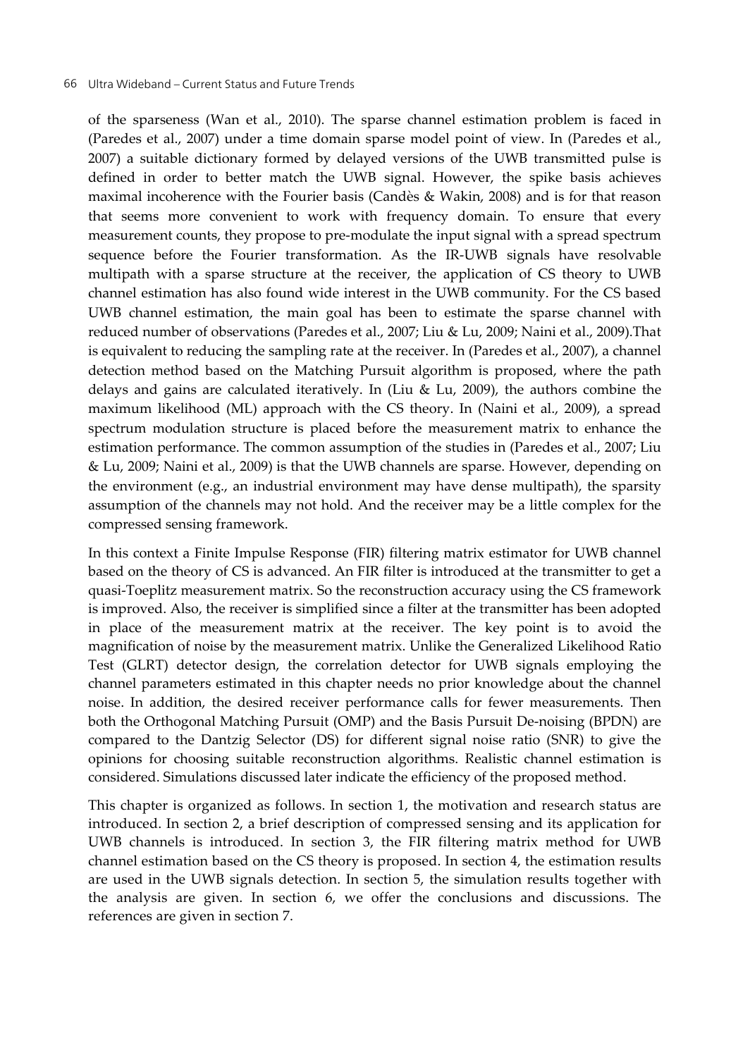of the sparseness (Wan et al., 2010). The sparse channel estimation problem is faced in (Paredes et al., 2007) under a time domain sparse model point of view. In (Paredes et al., 2007) a suitable dictionary formed by delayed versions of the UWB transmitted pulse is defined in order to better match the UWB signal. However, the spike basis achieves maximal incoherence with the Fourier basis (Candès & Wakin, 2008) and is for that reason that seems more convenient to work with frequency domain. To ensure that every measurement counts, they propose to pre-modulate the input signal with a spread spectrum sequence before the Fourier transformation. As the IR-UWB signals have resolvable multipath with a sparse structure at the receiver, the application of CS theory to UWB channel estimation has also found wide interest in the UWB community. For the CS based UWB channel estimation, the main goal has been to estimate the sparse channel with reduced number of observations (Paredes et al., 2007; Liu & Lu, 2009; Naini et al., 2009).That is equivalent to reducing the sampling rate at the receiver. In (Paredes et al., 2007), a channel detection method based on the Matching Pursuit algorithm is proposed, where the path delays and gains are calculated iteratively. In (Liu & Lu, 2009), the authors combine the maximum likelihood (ML) approach with the CS theory. In (Naini et al., 2009), a spread spectrum modulation structure is placed before the measurement matrix to enhance the estimation performance. The common assumption of the studies in (Paredes et al., 2007; Liu & Lu, 2009; Naini et al., 2009) is that the UWB channels are sparse. However, depending on the environment (e.g., an industrial environment may have dense multipath), the sparsity assumption of the channels may not hold. And the receiver may be a little complex for the compressed sensing framework.

In this context a Finite Impulse Response (FIR) filtering matrix estimator for UWB channel based on the theory of CS is advanced. An FIR filter is introduced at the transmitter to get a quasi-Toeplitz measurement matrix. So the reconstruction accuracy using the CS framework is improved. Also, the receiver is simplified since a filter at the transmitter has been adopted in place of the measurement matrix at the receiver. The key point is to avoid the magnification of noise by the measurement matrix. Unlike the Generalized Likelihood Ratio Test (GLRT) detector design, the correlation detector for UWB signals employing the channel parameters estimated in this chapter needs no prior knowledge about the channel noise. In addition, the desired receiver performance calls for fewer measurements. Then both the Orthogonal Matching Pursuit (OMP) and the Basis Pursuit De-noising (BPDN) are compared to the Dantzig Selector (DS) for different signal noise ratio (SNR) to give the opinions for choosing suitable reconstruction algorithms. Realistic channel estimation is considered. Simulations discussed later indicate the efficiency of the proposed method.

This chapter is organized as follows. In section 1, the motivation and research status are introduced. In section 2, a brief description of compressed sensing and its application for UWB channels is introduced. In section 3, the FIR filtering matrix method for UWB channel estimation based on the CS theory is proposed. In section 4, the estimation results are used in the UWB signals detection. In section 5, the simulation results together with the analysis are given. In section 6, we offer the conclusions and discussions. The references are given in section 7.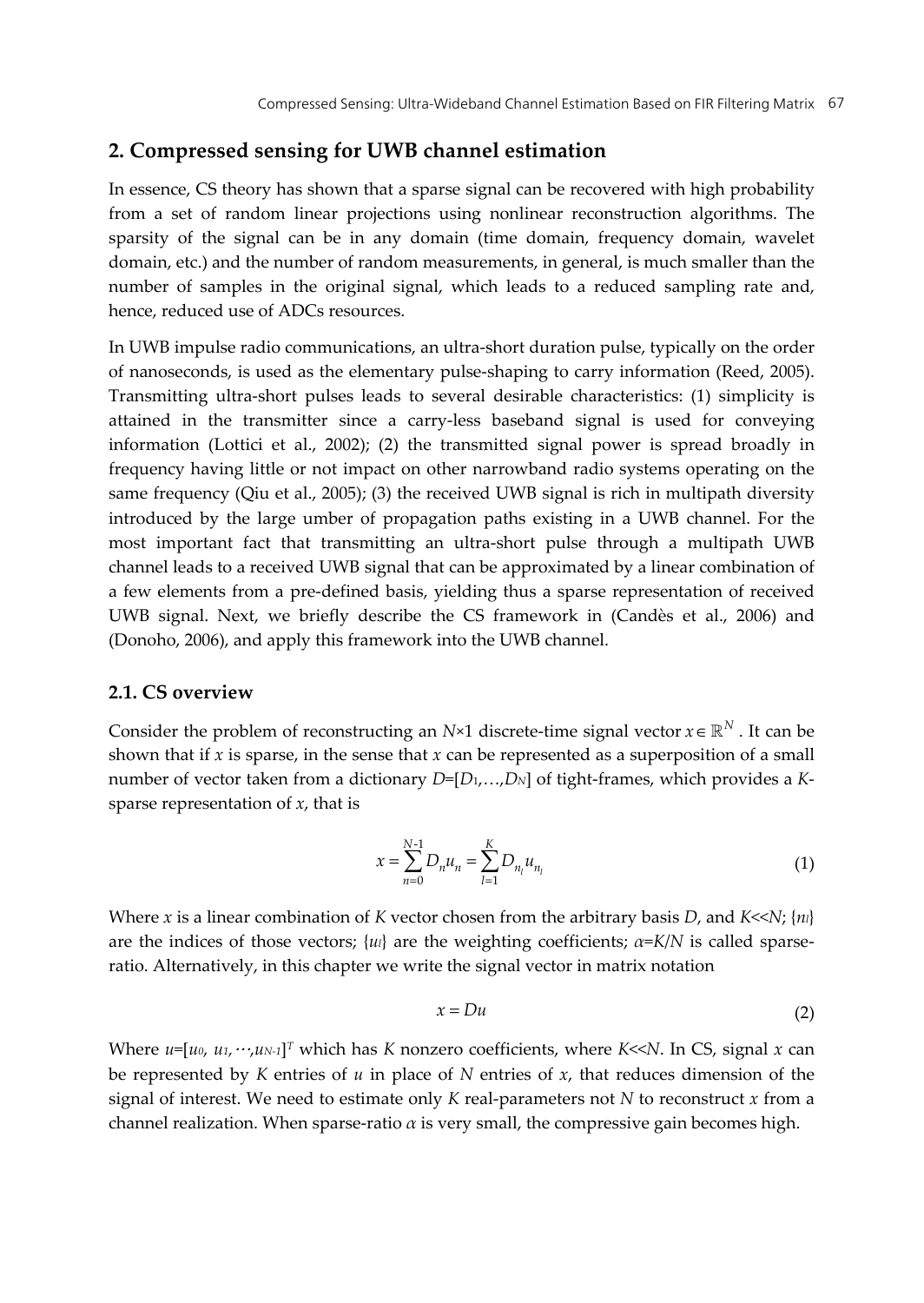## 2. Compressed sensing for UWB channel estimation

In essence, CS theory has shown that a sparse signal can be recovered with high probability from a set of random linear projections using nonlinear reconstruction algorithms. The sparsity of the signal can be in any domain (time domain, frequency domain, wavelet domain, etc.) and the number of random measurements, in general, is much smaller than the number of samples in the original signal, which leads to a reduced sampling rate and, hence, reduced use of ADCs resources.

In UWB impulse radio communications, an ultra-short duration pulse, typically on the order of nanoseconds, is used as the elementary pulse-shaping to carry information (Reed, 2005). Transmitting ultra-short pulses leads to several desirable characteristics: (1) simplicity is attained in the transmitter since a carry-less baseband signal is used for conveying information (Lottici et al., 2002); (2) the transmitted signal power is spread broadly in frequency having little or not impact on other narrowband radio systems operating on the same frequency (Qiu et al., 2005); (3) the received UWB signal is rich in multipath diversity introduced by the large umber of propagation paths existing in a UWB channel. For the most important fact that transmitting an ultra-short pulse through a multipath UWB channel leads to a received UWB signal that can be approximated by a linear combination of a few elements from a pre-defined basis, yielding thus a sparse representation of received UWB signal. Next, we briefly describe the CS framework in (Candès et al., 2006) and (Donoho, 2006), and apply this framework into the UWB channel.

### 2.1. CS overview

Consider the problem of reconstructing an $N$×1 discrete-time signal vector $x \in \mathbb{R}^N$. It can be shown that if $x$ is sparse, in the sense that $x$ can be represented as a superposition of a small number of vector taken from a dictionary $D=[D_1,\ldots,D_N]$ of tight-frames, which provides a $K$-sparse representation of $x$, that is

$$x = \sum_{n=0}^{N-1} D_n u_n = \sum_{l=1}^{K} D_{n_l} u_{n_l} \tag{1}$$

Where $x$ is a linear combination of $K$ vector chosen from the arbitrary basis $D$, and $K$<<$N$; $\{n_l\}$ are the indices of those vectors; $\{u_l\}$ are the weighting coefficients; $\alpha=K/N$ is called sparse-ratio. Alternatively, in this chapter we write the signal vector in matrix notation

$$x = Du \tag{2}$$

Where $u=[u_0, u_1, \cdots, u_{N-1}]^T$ which has $K$ nonzero coefficients, where $K$<<$N$. In CS, signal $x$ can be represented by $K$ entries of $u$ in place of $N$ entries of $x$, that reduces dimension of the signal of interest. We need to estimate only $K$ real-parameters not $N$ to reconstruct $x$ from a channel realization. When sparse-ratio $\alpha$ is very small, the compressive gain becomes high.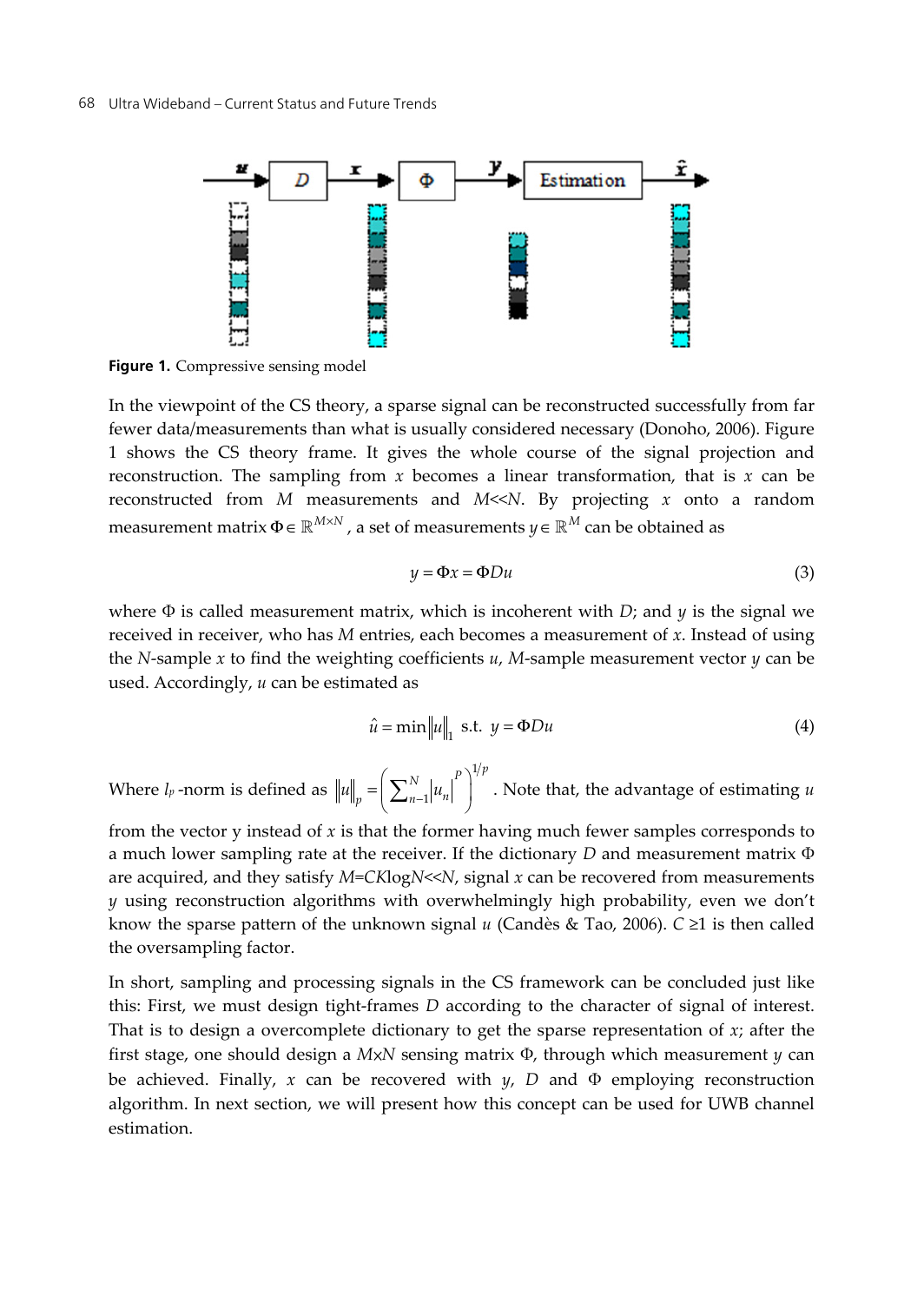**Figure 1.** Compressive sensing model

In the viewpoint of the CS theory, a sparse signal can be reconstructed successfully from far fewer data/measurements than what is usually considered necessary (Donoho, 2006). Figure 1 shows the CS theory frame. It gives the whole course of the signal projection and reconstruction. The sampling from $x$ becomes a linear transformation, that is $x$ can be reconstructed from $M$ measurements and $M$<<$N$. By projecting $x$ onto a random measurement matrix $\Phi \in \mathbb{R}^{M \times N}$, a set of measurements $y \in \mathbb{R}^{M}$ can be obtained as

$$y = \Phi x = \Phi D u \tag{3}$$

where $\Phi$ is called measurement matrix, which is incoherent with $D$; and $y$ is the signal we received in receiver, who has $M$ entries, each becomes a measurement of $x$. Instead of using the $N$-sample $x$ to find the weighting coefficients $u$, $M$-sample measurement vector $y$ can be used. Accordingly, $u$ can be estimated as

$$\hat{u} = \min \|u\|_1 \ \text{ s.t. } \ y = \Phi D u \tag{4}$$

Where $l_p$ -norm is defined as $\|u\|_p = \left( \sum_{n-1}^{N} |u_n|^P \right)^{1/p}$. Note that, the advantage of estimating $u$ from the vector y instead of $x$ is that the former having much fewer samples corresponds to a much lower sampling rate at the receiver. If the dictionary $D$ and measurement matrix $\Phi$ are acquired, and they satisfy $M$=$CK$log$N$<<$N$, signal $x$ can be recovered from measurements $y$ using reconstruction algorithms with overwhelmingly high probability, even we don't know the sparse pattern of the unknown signal $u$ (Candès & Tao, 2006). $C \geq 1$ is then called the oversampling factor.

In short, sampling and processing signals in the CS framework can be concluded just like this: First, we must design tight-frames $D$ according to the character of signal of interest. That is to design a overcomplete dictionary to get the sparse representation of $x$; after the first stage, one should design a $M$×$N$ sensing matrix $\Phi$, through which measurement $y$ can be achieved. Finally, $x$ can be recovered with $y$, $D$ and $\Phi$ employing reconstruction algorithm. In next section, we will present how this concept can be used for UWB channel estimation.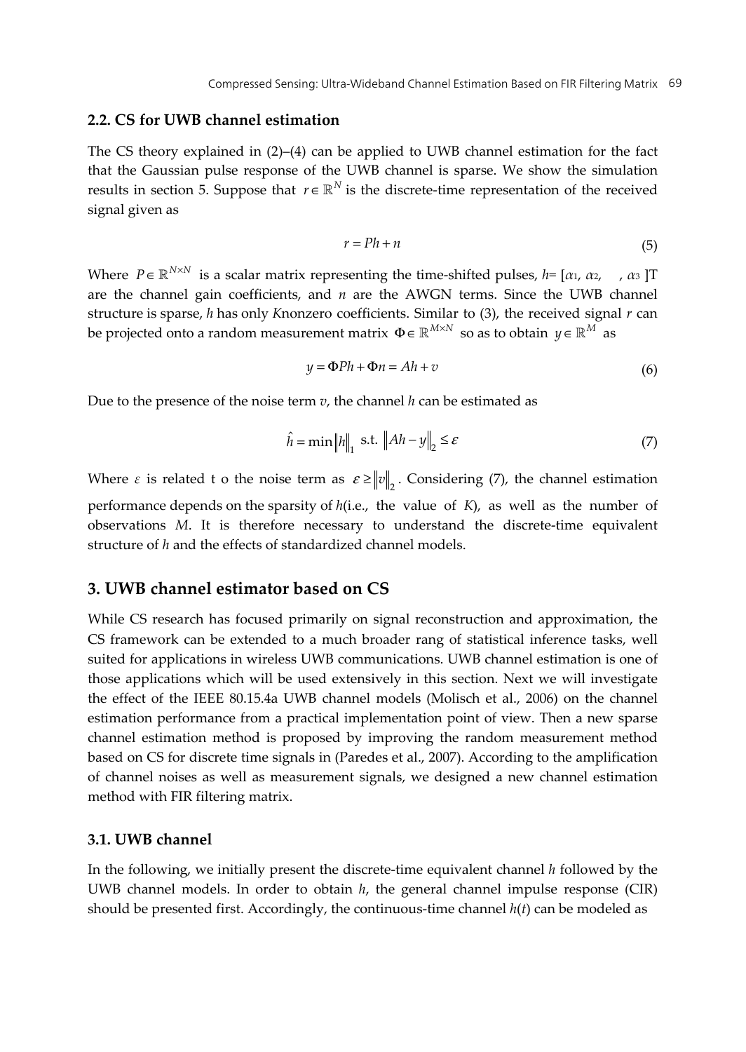### 2.2. CS for UWB channel estimation

The CS theory explained in (2)–(4) can be applied to UWB channel estimation for the fact that the Gaussian pulse response of the UWB channel is sparse. We show the simulation results in section 5. Suppose that $r \in \mathbb{R}^N$ is the discrete-time representation of the received signal given as

$$r = Ph + n \tag{5}$$

Where $P \in \mathbb{R}^{N \times N}$ is a scalar matrix representing the time-shifted pulses, $h = [\alpha_1, \alpha_2, \quad, \alpha_3]$T are the channel gain coefficients, and $n$ are the AWGN terms. Since the UWB channel structure is sparse, $h$ has only $K$nonzero coefficients. Similar to (3), the received signal $r$ can be projected onto a random measurement matrix $\Phi \in \mathbb{R}^{M \times N}$ so as to obtain $y \in \mathbb{R}^M$ as

$$y = \Phi P h + \Phi n = Ah + v \tag{6}$$

Due to the presence of the noise term $v$, the channel $h$ can be estimated as

$$\hat{h} = \min \|h\|_1 \text{ s.t. } \|Ah - y\|_2 \leq \varepsilon \tag{7}$$

Where $\varepsilon$ is related t o the noise term as $\varepsilon \geq \|v\|_2$. Considering (7), the channel estimation performance depends on the sparsity of $h$(i.e., the value of $K$), as well as the number of observations $M$. It is therefore necessary to understand the discrete-time equivalent structure of $h$ and the effects of standardized channel models.

## 3. UWB channel estimator based on CS

While CS research has focused primarily on signal reconstruction and approximation, the CS framework can be extended to a much broader rang of statistical inference tasks, well suited for applications in wireless UWB communications. UWB channel estimation is one of those applications which will be used extensively in this section. Next we will investigate the effect of the IEEE 80.15.4a UWB channel models (Molisch et al., 2006) on the channel estimation performance from a practical implementation point of view. Then a new sparse channel estimation method is proposed by improving the random measurement method based on CS for discrete time signals in (Paredes et al., 2007). According to the amplification of channel noises as well as measurement signals, we designed a new channel estimation method with FIR filtering matrix.

### 3.1. UWB channel

In the following, we initially present the discrete-time equivalent channel $h$ followed by the UWB channel models. In order to obtain $h$, the general channel impulse response (CIR) should be presented first. Accordingly, the continuous-time channel $h(t)$ can be modeled as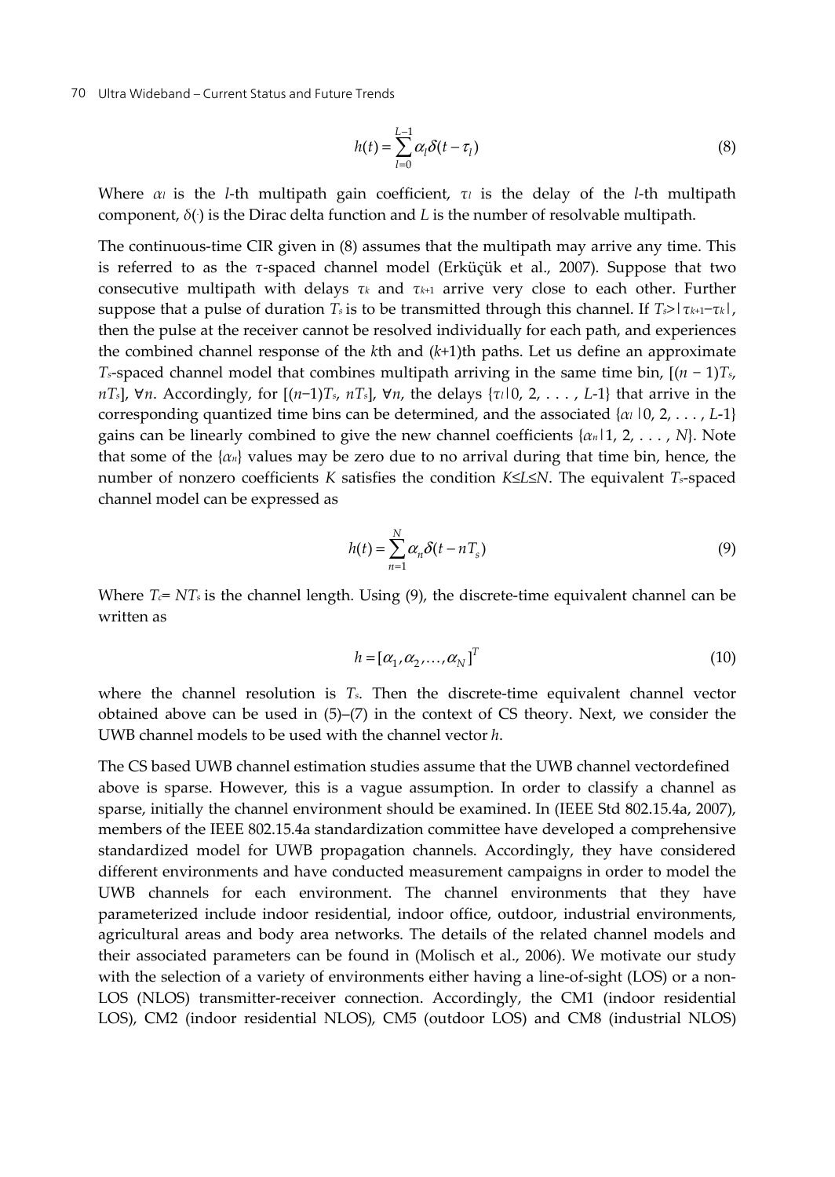$$h(t) = \sum_{l=0}^{L-1} \alpha_l \delta(t - \tau_l) \tag{8}$$

Where $\alpha_l$ is the $l$-th multipath gain coefficient, $\tau_l$ is the delay of the $l$-th multipath component, $\delta(\cdot)$ is the Dirac delta function and $L$ is the number of resolvable multipath.

The continuous-time CIR given in (8) assumes that the multipath may arrive any time. This is referred to as the $\tau$-spaced channel model (Erküçük et al., 2007). Suppose that two consecutive multipath with delays $\tau_k$ and $\tau_{k+1}$ arrive very close to each other. Further suppose that a pulse of duration $T_s$ is to be transmitted through this channel. If $T_s > |\tau_{k+1} - \tau_k|$, then the pulse at the receiver cannot be resolved individually for each path, and experiences the combined channel response of the $k$th and $(k+1)$th paths. Let us define an approximate $T_s$-spaced channel model that combines multipath arriving in the same time bin, $[(n-1)T_s, nT_s]$, $\forall n$. Accordingly, for $[(n-1)T_s, nT_s]$, $\forall n$, the delays $\{\tau_l | 0, 2, \ldots, L\text{-}1\}$ that arrive in the corresponding quantized time bins can be determined, and the associated $\{\alpha_l | 0, 2, \ldots, L\text{-}1\}$ gains can be linearly combined to give the new channel coefficients $\{\alpha_n | 1, 2, \ldots, N\}$. Note that some of the $\{\alpha_n\}$ values may be zero due to no arrival during that time bin, hence, the number of nonzero coefficients $K$ satisfies the condition $K \leq L \leq N$. The equivalent $T_s$-spaced channel model can be expressed as

$$h(t) = \sum_{n=1}^{N} \alpha_n \delta(t - nT_s) \tag{9}$$

Where $T_c = NT_s$ is the channel length. Using (9), the discrete-time equivalent channel can be written as

$$h = [\alpha_1, \alpha_2, \ldots, \alpha_N]^T \tag{10}$$

where the channel resolution is $T_s$. Then the discrete-time equivalent channel vector obtained above can be used in (5)–(7) in the context of CS theory. Next, we consider the UWB channel models to be used with the channel vector $h$.

The CS based UWB channel estimation studies assume that the UWB channel vectordefined above is sparse. However, this is a vague assumption. In order to classify a channel as sparse, initially the channel environment should be examined. In (IEEE Std 802.15.4a, 2007), members of the IEEE 802.15.4a standardization committee have developed a comprehensive standardized model for UWB propagation channels. Accordingly, they have considered different environments and have conducted measurement campaigns in order to model the UWB channels for each environment. The channel environments that they have parameterized include indoor residential, indoor office, outdoor, industrial environments, agricultural areas and body area networks. The details of the related channel models and their associated parameters can be found in (Molisch et al., 2006). We motivate our study with the selection of a variety of environments either having a line-of-sight (LOS) or a non-LOS (NLOS) transmitter-receiver connection. Accordingly, the CM1 (indoor residential LOS), CM2 (indoor residential NLOS), CM5 (outdoor LOS) and CM8 (industrial NLOS)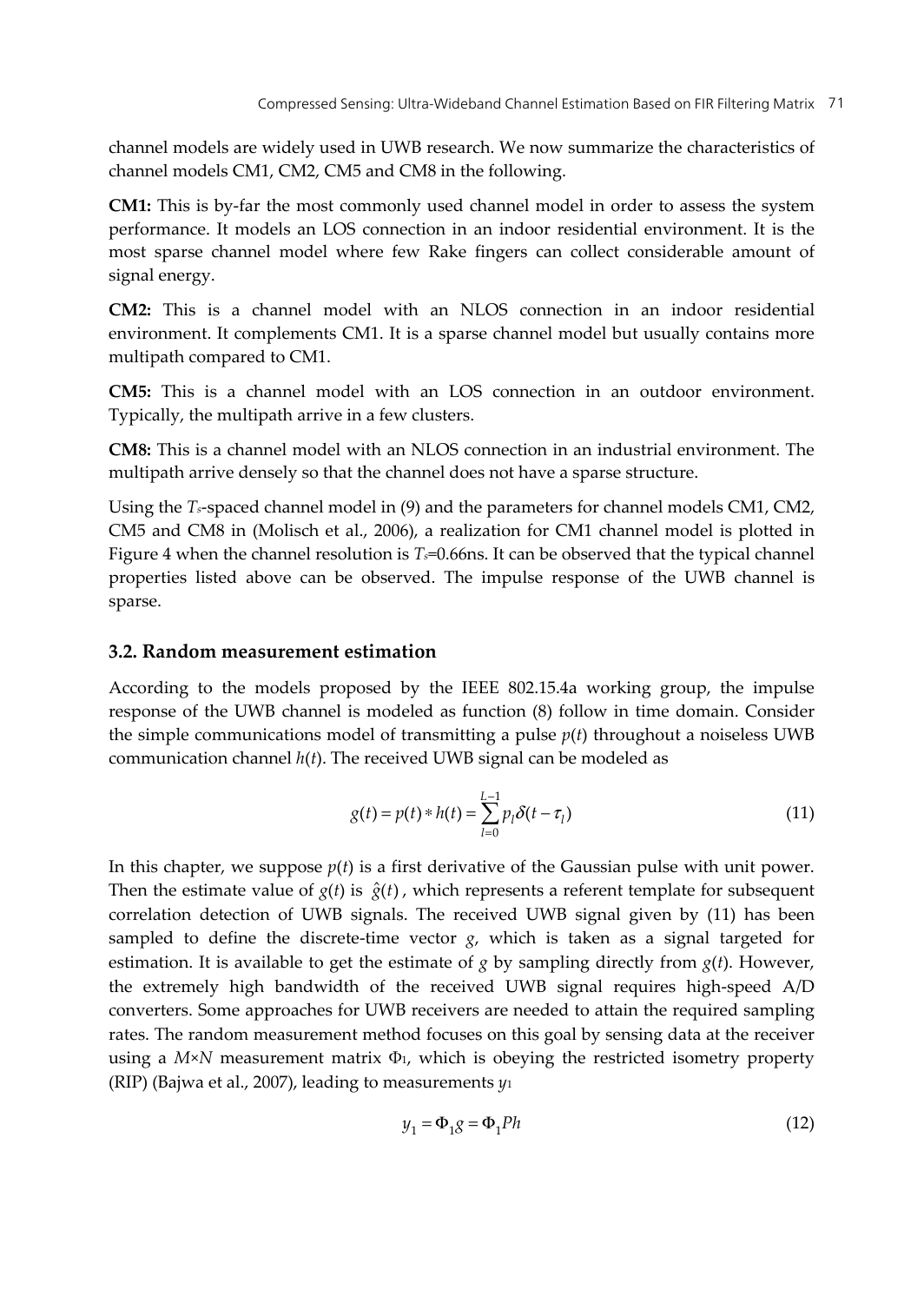channel models are widely used in UWB research. We now summarize the characteristics of channel models CM1, CM2, CM5 and CM8 in the following.

**CM1:** This is by-far the most commonly used channel model in order to assess the system performance. It models an LOS connection in an indoor residential environment. It is the most sparse channel model where few Rake fingers can collect considerable amount of signal energy.

**CM2:** This is a channel model with an NLOS connection in an indoor residential environment. It complements CM1. It is a sparse channel model but usually contains more multipath compared to CM1.

**CM5:** This is a channel model with an LOS connection in an outdoor environment. Typically, the multipath arrive in a few clusters.

**CM8:** This is a channel model with an NLOS connection in an industrial environment. The multipath arrive densely so that the channel does not have a sparse structure.

Using the $T_s$-spaced channel model in (9) and the parameters for channel models CM1, CM2, CM5 and CM8 in (Molisch et al., 2006), a realization for CM1 channel model is plotted in Figure 4 when the channel resolution is $T_s$=0.66ns. It can be observed that the typical channel properties listed above can be observed. The impulse response of the UWB channel is sparse.

### 3.2. Random measurement estimation

According to the models proposed by the IEEE 802.15.4a working group, the impulse response of the UWB channel is modeled as function (8) follow in time domain. Consider the simple communications model of transmitting a pulse $p(t)$ throughout a noiseless UWB communication channel $h(t)$. The received UWB signal can be modeled as

$$g(t) = p(t) * h(t) = \sum_{l=0}^{L-1} p_l \delta(t - \tau_l) \tag{11}$$

In this chapter, we suppose $p(t)$ is a first derivative of the Gaussian pulse with unit power. Then the estimate value of $g(t)$ is $\hat{g}(t)$, which represents a referent template for subsequent correlation detection of UWB signals. The received UWB signal given by (11) has been sampled to define the discrete-time vector $g$, which is taken as a signal targeted for estimation. It is available to get the estimate of $g$ by sampling directly from $g(t)$. However, the extremely high bandwidth of the received UWB signal requires high-speed A/D converters. Some approaches for UWB receivers are needed to attain the required sampling rates. The random measurement method focuses on this goal by sensing data at the receiver using a $M \times N$ measurement matrix $\Phi_1$, which is obeying the restricted isometry property (RIP) (Bajwa et al., 2007), leading to measurements $y_1$

$$y_1 = \Phi_1 g = \Phi_1 P h \tag{12}$$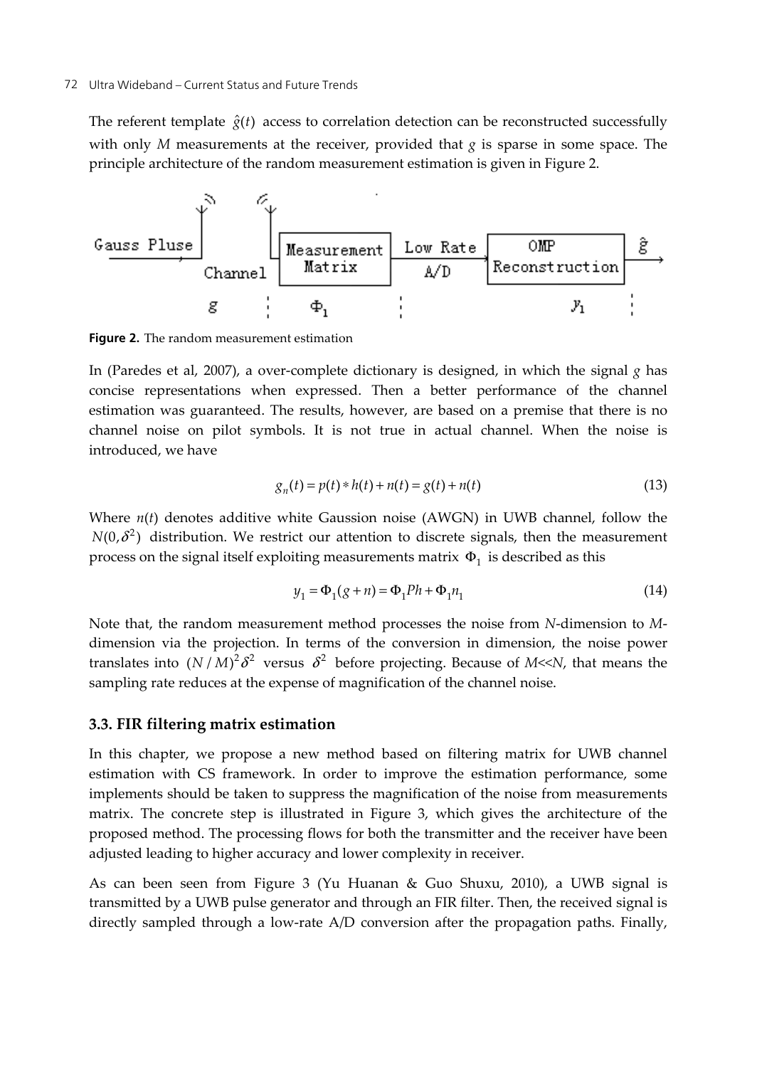The referent template $\hat{g}(t)$ access to correlation detection can be reconstructed successfully with only $M$ measurements at the receiver, provided that $g$ is sparse in some space. The principle architecture of the random measurement estimation is given in Figure 2.

**Figure 2.** The random measurement estimation

In (Paredes et al, 2007), a over-complete dictionary is designed, in which the signal $g$ has concise representations when expressed. Then a better performance of the channel estimation was guaranteed. The results, however, are based on a premise that there is no channel noise on pilot symbols. It is not true in actual channel. When the noise is introduced, we have

$$g_n(t) = p(t) * h(t) + n(t) = g(t) + n(t) \tag{13}$$

Where $n(t)$ denotes additive white Gaussion noise (AWGN) in UWB channel, follow the $N(0,\delta^2)$ distribution. We restrict our attention to discrete signals, then the measurement process on the signal itself exploiting measurements matrix $\Phi_1$ is described as this

$$y_1 = \Phi_1(g + n) = \Phi_1 Ph + \Phi_1 n_1 \tag{14}$$

Note that, the random measurement method processes the noise from $N$-dimension to $M$-dimension via the projection. In terms of the conversion in dimension, the noise power translates into $(N/M)^2\delta^2$ versus $\delta^2$ before projecting. Because of $M$<<$N$, that means the sampling rate reduces at the expense of magnification of the channel noise.

### 3.3. FIR filtering matrix estimation

In this chapter, we propose a new method based on filtering matrix for UWB channel estimation with CS framework. In order to improve the estimation performance, some implements should be taken to suppress the magnification of the noise from measurements matrix. The concrete step is illustrated in Figure 3, which gives the architecture of the proposed method. The processing flows for both the transmitter and the receiver have been adjusted leading to higher accuracy and lower complexity in receiver.

As can been seen from Figure 3 (Yu Huanan & Guo Shuxu, 2010), a UWB signal is transmitted by a UWB pulse generator and through an FIR filter. Then, the received signal is directly sampled through a low-rate A/D conversion after the propagation paths. Finally,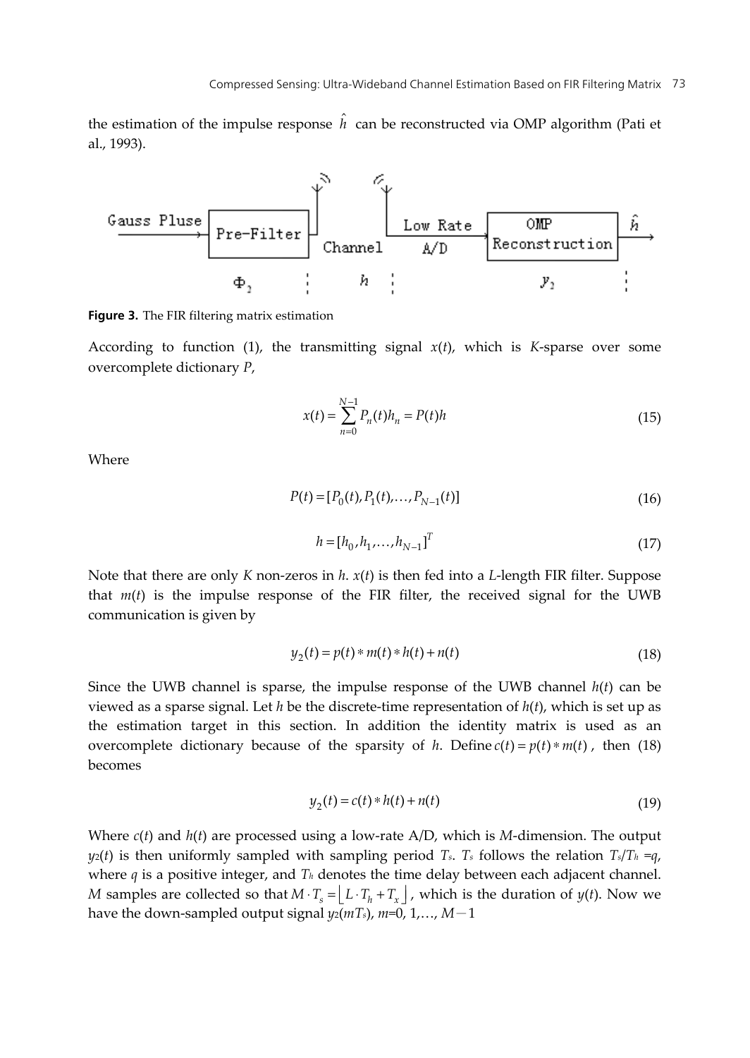the estimation of the impulse response $\hat{h}$ can be reconstructed via OMP algorithm (Pati et al., 1993).

**Figure 3.** The FIR filtering matrix estimation

According to function (1), the transmitting signal $x(t)$, which is $K$-sparse over some overcomplete dictionary $P$,

$$x(t) = \sum_{n=0}^{N-1} P_n(t) h_n = P(t)h \tag{15}$$

Where

$$P(t) = [P_0(t), P_1(t), \ldots, P_{N-1}(t)] \tag{16}$$

$$h = [h_0, h_1, \ldots, h_{N-1}]^T \tag{17}$$

Note that there are only $K$ non-zeros in $h$. $x(t)$ is then fed into a $L$-length FIR filter. Suppose that $m(t)$ is the impulse response of the FIR filter, the received signal for the UWB communication is given by

$$y_2(t) = p(t) * m(t) * h(t) + n(t) \tag{18}$$

Since the UWB channel is sparse, the impulse response of the UWB channel $h(t)$ can be viewed as a sparse signal. Let $h$ be the discrete-time representation of $h(t)$, which is set up as the estimation target in this section. In addition the identity matrix is used as an overcomplete dictionary because of the sparsity of $h$. Define $c(t) = p(t) * m(t)$, then (18) becomes

$$y_2(t) = c(t) * h(t) + n(t) \tag{19}$$

Where $c(t)$ and $h(t)$ are processed using a low-rate A/D, which is $M$-dimension. The output $y_2(t)$ is then uniformly sampled with sampling period $T_s$. $T_s$ follows the relation $T_s/T_h = q$, where $q$ is a positive integer, and $T_h$ denotes the time delay between each adjacent channel. $M$ samples are collected so that $M \cdot T_s = \lfloor L \cdot T_h + T_x \rfloor$, which is the duration of $y(t)$. Now we have the down-sampled output signal $y_2(mT_s)$, $m=0, 1, \ldots, M-1$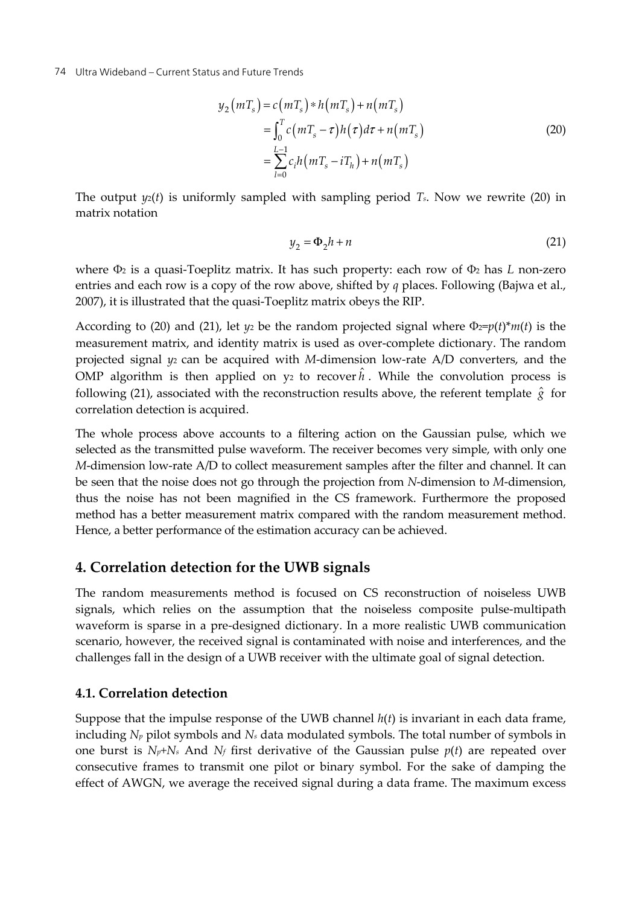$$
\begin{aligned}
y_2(mT_s) &= c(mT_s) * h(mT_s) + n(mT_s) \\
&= \int_0^T c(mT_s - \tau) h(\tau) d\tau + n(mT_s) \\
&= \sum_{l=0}^{L-1} c_i h(mT_s - iT_h) + n(mT_s)
\end{aligned} \tag{20}
$$

The output $y_2(t)$ is uniformly sampled with sampling period $T_s$. Now we rewrite (20) in matrix notation

$$
y_2 = \Phi_2 h + n \tag{21}
$$

where $\Phi_2$ is a quasi-Toeplitz matrix. It has such property: each row of $\Phi_2$ has $L$ non-zero entries and each row is a copy of the row above, shifted by $q$ places. Following (Bajwa et al., 2007), it is illustrated that the quasi-Toeplitz matrix obeys the RIP.

According to (20) and (21), let $y_2$ be the random projected signal where $\Phi_2 = p(t)*m(t)$ is the measurement matrix, and identity matrix is used as over-complete dictionary. The random projected signal $y_2$ can be acquired with $M$-dimension low-rate A/D converters, and the OMP algorithm is then applied on $y_2$ to recover $\hat{h}$. While the convolution process is following (21), associated with the reconstruction results above, the referent template $\hat{g}$ for correlation detection is acquired.

The whole process above accounts to a filtering action on the Gaussian pulse, which we selected as the transmitted pulse waveform. The receiver becomes very simple, with only one $M$-dimension low-rate A/D to collect measurement samples after the filter and channel. It can be seen that the noise does not go through the projection from $N$-dimension to $M$-dimension, thus the noise has not been magnified in the CS framework. Furthermore the proposed method has a better measurement matrix compared with the random measurement method. Hence, a better performance of the estimation accuracy can be achieved.

## 4. Correlation detection for the UWB signals

The random measurements method is focused on CS reconstruction of noiseless UWB signals, which relies on the assumption that the noiseless composite pulse-multipath waveform is sparse in a pre-designed dictionary. In a more realistic UWB communication scenario, however, the received signal is contaminated with noise and interferences, and the challenges fall in the design of a UWB receiver with the ultimate goal of signal detection.

### 4.1. Correlation detection

Suppose that the impulse response of the UWB channel $h(t)$ is invariant in each data frame, including $N_p$ pilot symbols and $N_s$ data modulated symbols. The total number of symbols in one burst is $N_p$+$N_s$ And $N_f$ first derivative of the Gaussian pulse $p(t)$ are repeated over consecutive frames to transmit one pilot or binary symbol. For the sake of damping the effect of AWGN, we average the received signal during a data frame. The maximum excess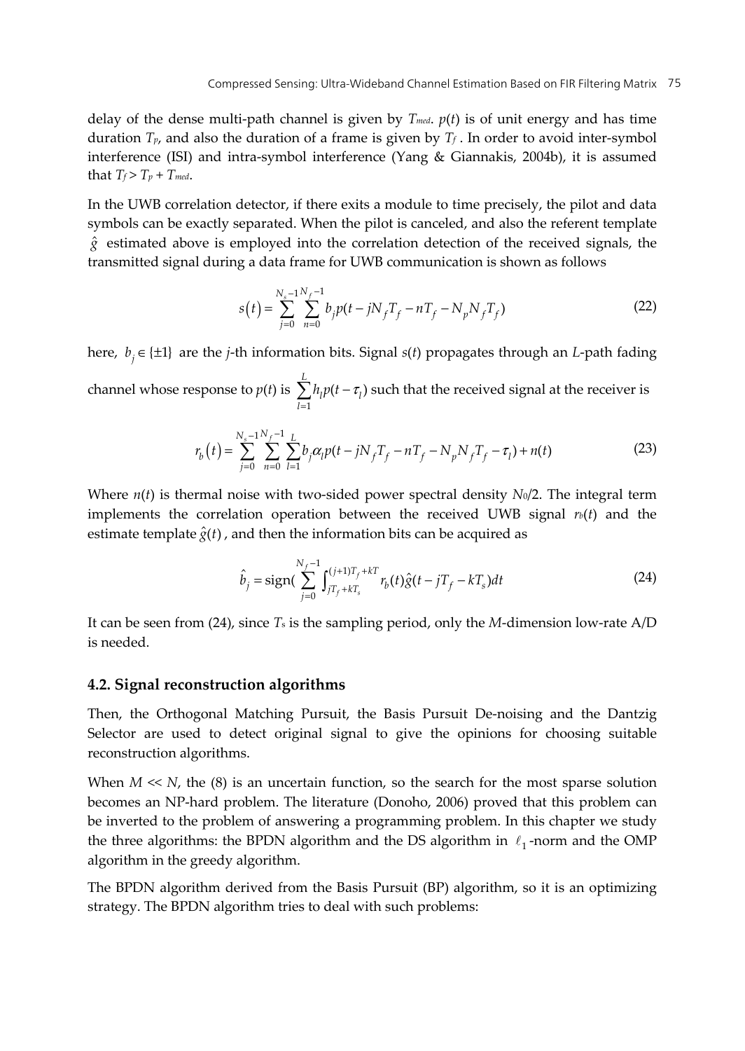delay of the dense multi-path channel is given by $T_{med}$. $p(t)$ is of unit energy and has time duration $T_p$, and also the duration of a frame is given by $T_f$. In order to avoid inter-symbol interference (ISI) and intra-symbol interference (Yang & Giannakis, 2004b), it is assumed that $T_f > T_p + T_{med}$.

In the UWB correlation detector, if there exits a module to time precisely, the pilot and data symbols can be exactly separated. When the pilot is canceled, and also the referent template $\hat{g}$ estimated above is employed into the correlation detection of the received signals, the transmitted signal during a data frame for UWB communication is shown as follows

$$s(t) = \sum_{j=0}^{N_s-1} \sum_{n=0}^{N_f-1} b_j p(t - jN_f T_f - nT_f - N_p N_f T_f) \tag{22}$$

here, $b_j \in \{\pm 1\}$ are the $j$-th information bits. Signal $s(t)$ propagates through an $L$-path fading channel whose response to $p(t)$ is $\sum_{l=1}^{L} h_l p(t - \tau_l)$ such that the received signal at the receiver is

$$r_b(t) = \sum_{j=0}^{N_s-1} \sum_{n=0}^{N_f-1} \sum_{l=1}^{L} b_j \alpha_l p(t - jN_f T_f - nT_f - N_p N_f T_f - \tau_l) + n(t) \tag{23}$$

Where $n(t)$ is thermal noise with two-sided power spectral density $N_0/2$. The integral term implements the correlation operation between the received UWB signal $r_b(t)$ and the estimate template $\hat{g}(t)$, and then the information bits can be acquired as

$$\hat{b}_j = \text{sign}\left( \sum_{j=0}^{N_f-1} \int_{jT_f + kT_s}^{(j+1)T_f + kT} r_b(t) \hat{g}(t - jT_f - kT_s) dt \right) \tag{24}$$

It can be seen from (24), since $T_s$ is the sampling period, only the $M$-dimension low-rate A/D is needed.

### 4.2. Signal reconstruction algorithms

Then, the Orthogonal Matching Pursuit, the Basis Pursuit De-noising and the Dantzig Selector are used to detect original signal to give the opinions for choosing suitable reconstruction algorithms.

When $M \ll N$, the (8) is an uncertain function, so the search for the most sparse solution becomes an NP-hard problem. The literature (Donoho, 2006) proved that this problem can be inverted to the problem of answering a programming problem. In this chapter we study the three algorithms: the BPDN algorithm and the DS algorithm in $\ell_1$-norm and the OMP algorithm in the greedy algorithm.

The BPDN algorithm derived from the Basis Pursuit (BP) algorithm, so it is an optimizing strategy. The BPDN algorithm tries to deal with such problems: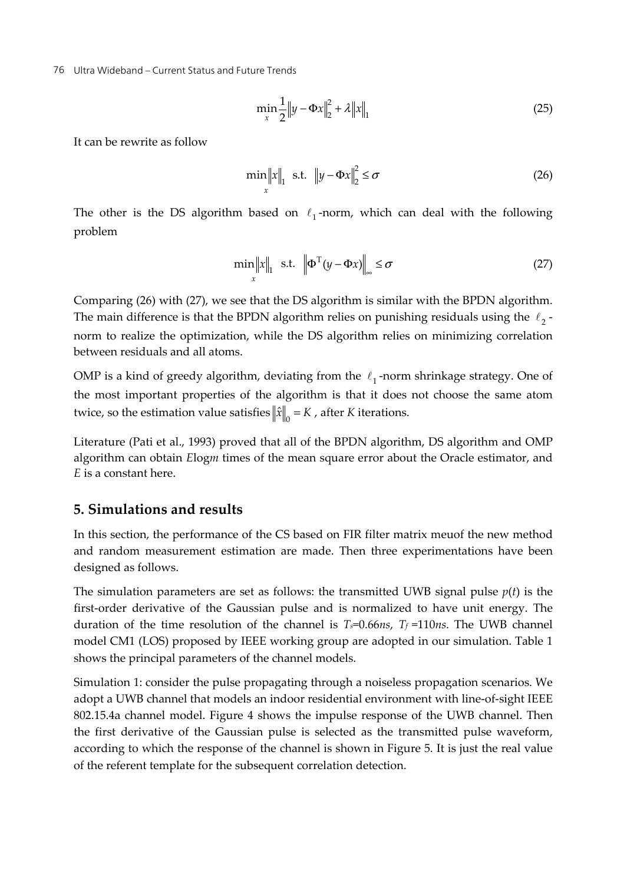$$\min_{x} \frac{1}{2}\|y - \Phi x\|_2^2 + \lambda \|x\|_1 \tag{25}$$

It can be rewrite as follow

$$\min_{x} \|x\|_1 \quad \text{s.t.} \quad \|y - \Phi x\|_2^2 \leq \sigma \tag{26}$$

The other is the DS algorithm based on $\ell_1$-norm, which can deal with the following problem

$$\min_{x} \|x\|_1 \quad \text{s.t.} \quad \left\|\Phi^{\mathrm{T}}(y - \Phi x)\right\|_\infty \leq \sigma \tag{27}$$

Comparing (26) with (27), we see that the DS algorithm is similar with the BPDN algorithm. The main difference is that the BPDN algorithm relies on punishing residuals using the $\ell_2$-norm to realize the optimization, while the DS algorithm relies on minimizing correlation between residuals and all atoms.

OMP is a kind of greedy algorithm, deviating from the $\ell_1$-norm shrinkage strategy. One of the most important properties of the algorithm is that it does not choose the same atom twice, so the estimation value satisfies $\|\hat{x}\|_0 = K$ , after *K* iterations.

Literature (Pati et al., 1993) proved that all of the BPDN algorithm, DS algorithm and OMP algorithm can obtain $E\log m$ times of the mean square error about the Oracle estimator, and $E$ is a constant here.

## 5. Simulations and results

In this section, the performance of the CS based on FIR filter matrix meuof the new method and random measurement estimation are made. Then three experimentations have been designed as follows.

The simulation parameters are set as follows: the transmitted UWB signal pulse $p(t)$ is the first-order derivative of the Gaussian pulse and is normalized to have unit energy. The duration of the time resolution of the channel is $T_s$=0.66*ns*, $T_f$ =110*ns*. The UWB channel model CM1 (LOS) proposed by IEEE working group are adopted in our simulation. Table 1 shows the principal parameters of the channel models.

Simulation 1: consider the pulse propagating through a noiseless propagation scenarios. We adopt a UWB channel that models an indoor residential environment with line-of-sight IEEE 802.15.4a channel model. Figure 4 shows the impulse response of the UWB channel. Then the first derivative of the Gaussian pulse is selected as the transmitted pulse waveform, according to which the response of the channel is shown in Figure 5. It is just the real value of the referent template for the subsequent correlation detection.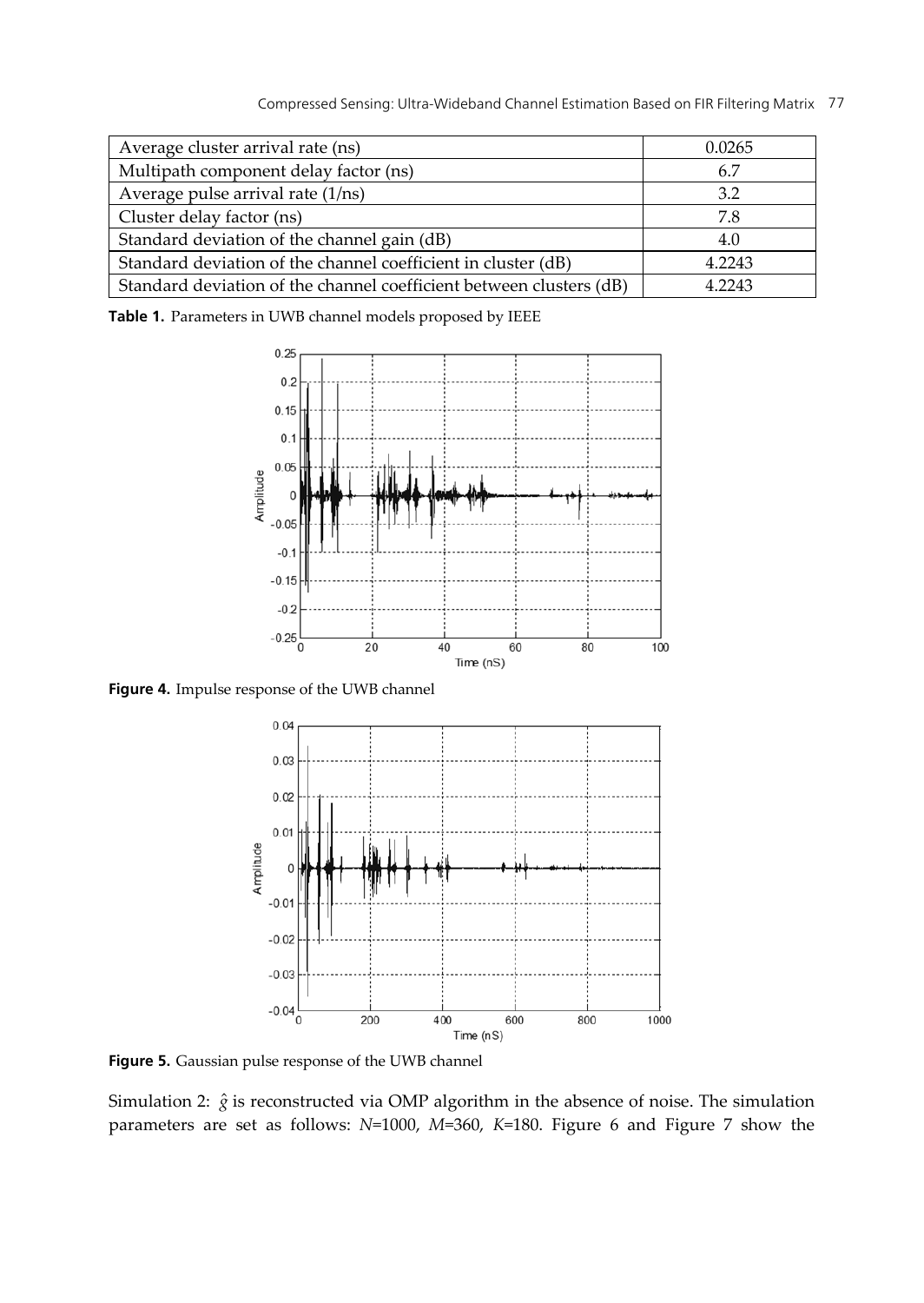| Average cluster arrival rate (ns) | 0.0265 |
|---|---|
| Multipath component delay factor (ns) | 6.7 |
| Average pulse arrival rate (1/ns) | 3.2 |
| Cluster delay factor (ns) | 7.8 |
| Standard deviation of the channel gain (dB) | 4.0 |
| Standard deviation of the channel coefficient in cluster (dB) | 4.2243 |
| Standard deviation of the channel coefficient between clusters (dB) | 4.2243 |

**Table 1.** Parameters in UWB channel models proposed by IEEE

**Figure 4.** Impulse response of the UWB channel

**Figure 5.** Gaussian pulse response of the UWB channel

Simulation 2: $\hat{g}$ is reconstructed via OMP algorithm in the absence of noise. The simulation parameters are set as follows: $N$=1000, $M$=360, $K$=180. Figure 6 and Figure 7 show the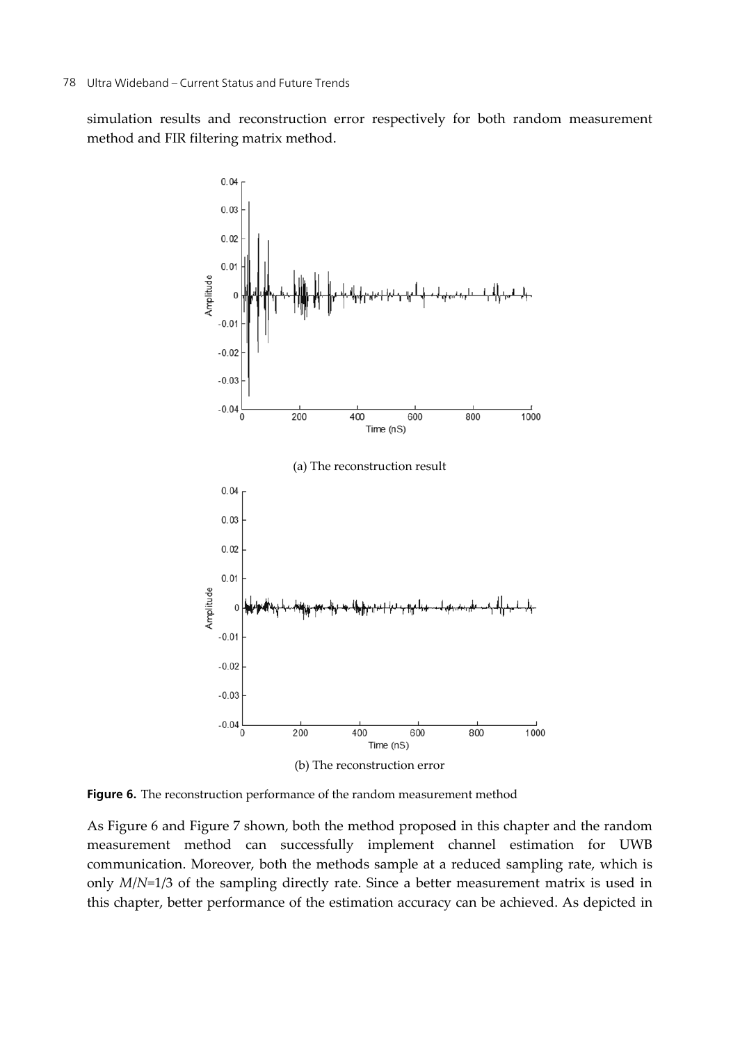simulation results and reconstruction error respectively for both random measurement method and FIR filtering matrix method.

(a) The reconstruction result

(b) The reconstruction error

**Figure 6.** The reconstruction performance of the random measurement method

As Figure 6 and Figure 7 shown, both the method proposed in this chapter and the random measurement method can successfully implement channel estimation for UWB communication. Moreover, both the methods sample at a reduced sampling rate, which is only $M/N$=1/3 of the sampling directly rate. Since a better measurement matrix is used in this chapter, better performance of the estimation accuracy can be achieved. As depicted in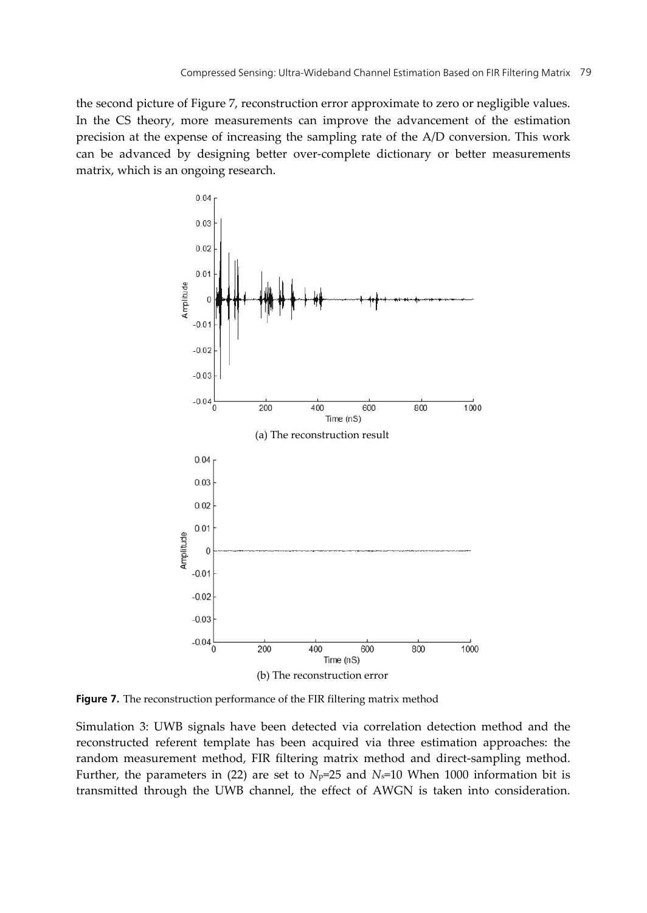the second picture of Figure 7, reconstruction error approximate to zero or negligible values. In the CS theory, more measurements can improve the advancement of the estimation precision at the expense of increasing the sampling rate of the A/D conversion. This work can be advanced by designing better over-complete dictionary or better measurements matrix, which is an ongoing research.

(a) The reconstruction result

(b) The reconstruction error

**Figure 7.** The reconstruction performance of the FIR filtering matrix method

Simulation 3: UWB signals have been detected via correlation detection method and the reconstructed referent template has been acquired via three estimation approaches: the random measurement method, FIR filtering matrix method and direct-sampling method. Further, the parameters in (22) are set to $N_p$=25 and $N_s$=10 When 1000 information bit is transmitted through the UWB channel, the effect of AWGN is taken into consideration.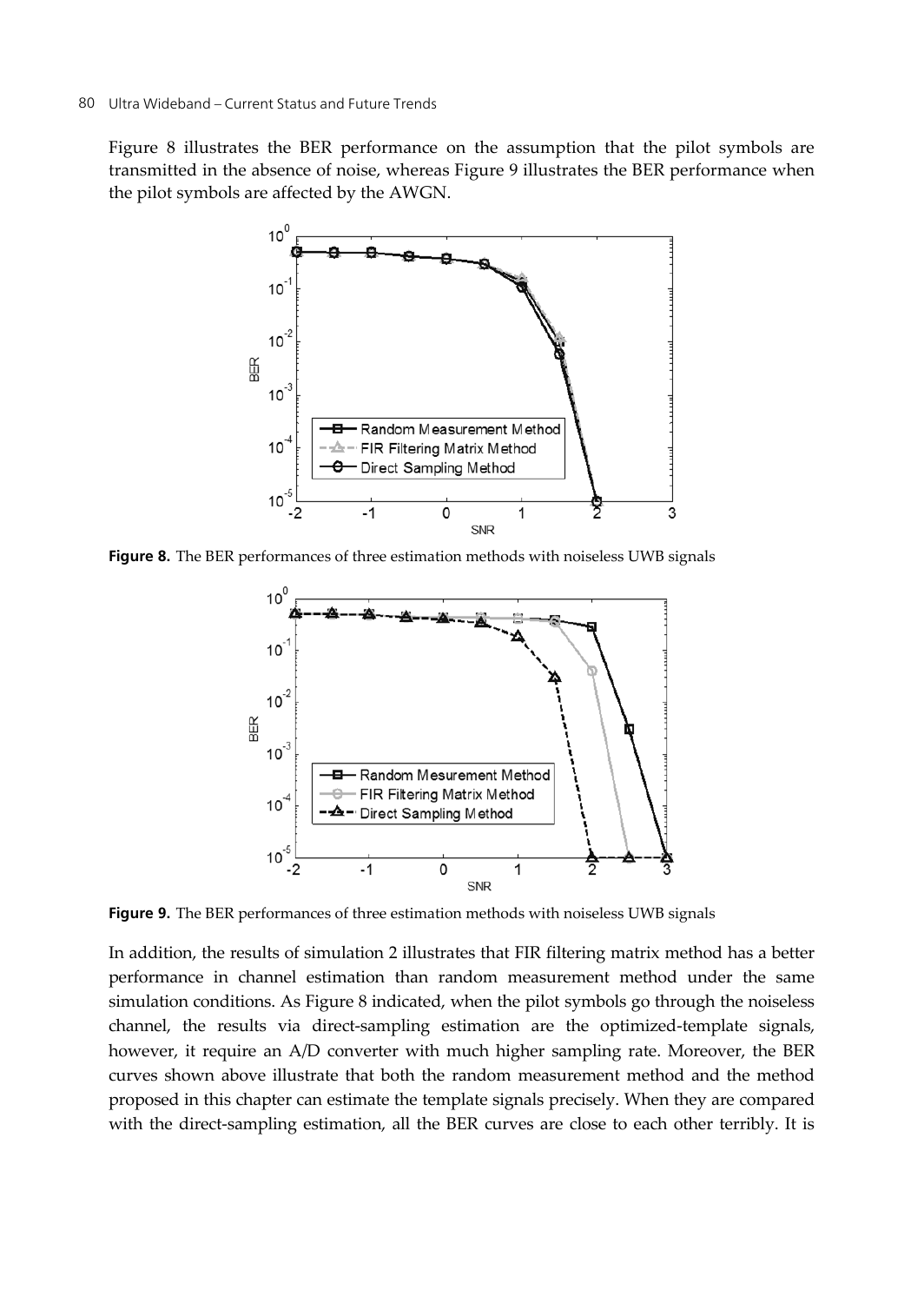Figure 8 illustrates the BER performance on the assumption that the pilot symbols are transmitted in the absence of noise, whereas Figure 9 illustrates the BER performance when the pilot symbols are affected by the AWGN.

**Figure 8.** The BER performances of three estimation methods with noiseless UWB signals

**Figure 9.** The BER performances of three estimation methods with noiseless UWB signals

In addition, the results of simulation 2 illustrates that FIR filtering matrix method has a better performance in channel estimation than random measurement method under the same simulation conditions. As Figure 8 indicated, when the pilot symbols go through the noiseless channel, the results via direct-sampling estimation are the optimized-template signals, however, it require an A/D converter with much higher sampling rate. Moreover, the BER curves shown above illustrate that both the random measurement method and the method proposed in this chapter can estimate the template signals precisely. When they are compared with the direct-sampling estimation, all the BER curves are close to each other terribly. It is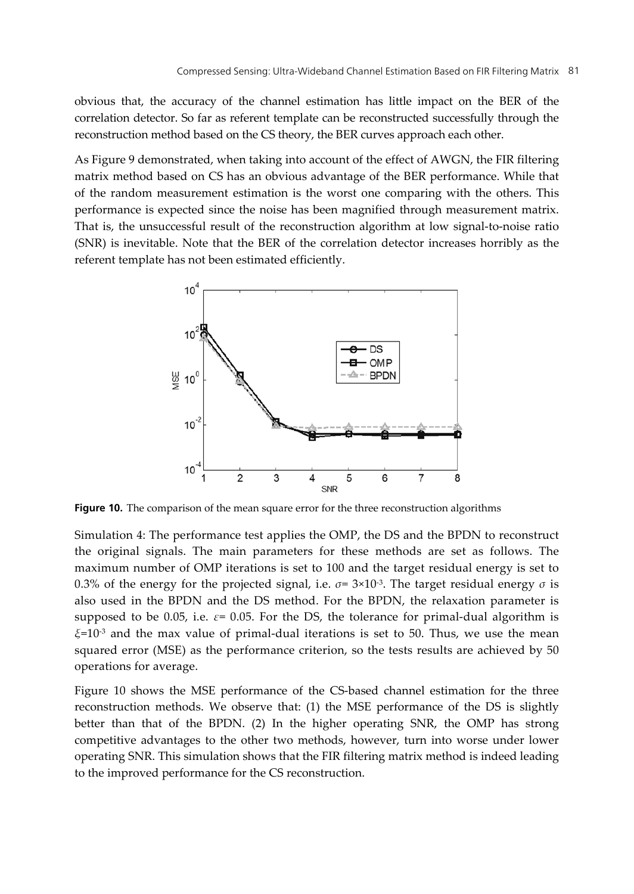obvious that, the accuracy of the channel estimation has little impact on the BER of the correlation detector. So far as referent template can be reconstructed successfully through the reconstruction method based on the CS theory, the BER curves approach each other.

As Figure 9 demonstrated, when taking into account of the effect of AWGN, the FIR filtering matrix method based on CS has an obvious advantage of the BER performance. While that of the random measurement estimation is the worst one comparing with the others. This performance is expected since the noise has been magnified through measurement matrix. That is, the unsuccessful result of the reconstruction algorithm at low signal-to-noise ratio (SNR) is inevitable. Note that the BER of the correlation detector increases horribly as the referent template has not been estimated efficiently.

**Figure 10.** The comparison of the mean square error for the three reconstruction algorithms

Simulation 4: The performance test applies the OMP, the DS and the BPDN to reconstruct the original signals. The main parameters for these methods are set as follows. The maximum number of OMP iterations is set to 100 and the target residual energy is set to 0.3% of the energy for the projected signal, i.e. $\sigma = 3\times10^{-3}$. The target residual energy $\sigma$ is also used in the BPDN and the DS method. For the BPDN, the relaxation parameter is supposed to be 0.05, i.e. $\varepsilon = 0.05$. For the DS, the tolerance for primal-dual algorithm is $\xi = 10^{-3}$ and the max value of primal-dual iterations is set to 50. Thus, we use the mean squared error (MSE) as the performance criterion, so the tests results are achieved by 50 operations for average.

Figure 10 shows the MSE performance of the CS-based channel estimation for the three reconstruction methods. We observe that: (1) the MSE performance of the DS is slightly better than that of the BPDN. (2) In the higher operating SNR, the OMP has strong competitive advantages to the other two methods, however, turn into worse under lower operating SNR. This simulation shows that the FIR filtering matrix method is indeed leading to the improved performance for the CS reconstruction.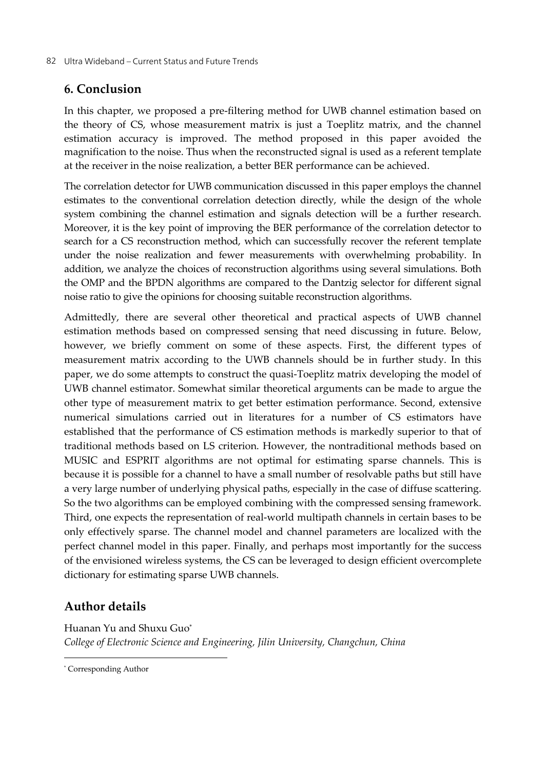## 6. Conclusion

In this chapter, we proposed a pre-filtering method for UWB channel estimation based on the theory of CS, whose measurement matrix is just a Toeplitz matrix, and the channel estimation accuracy is improved. The method proposed in this paper avoided the magnification to the noise. Thus when the reconstructed signal is used as a referent template at the receiver in the noise realization, a better BER performance can be achieved.

The correlation detector for UWB communication discussed in this paper employs the channel estimates to the conventional correlation detection directly, while the design of the whole system combining the channel estimation and signals detection will be a further research. Moreover, it is the key point of improving the BER performance of the correlation detector to search for a CS reconstruction method, which can successfully recover the referent template under the noise realization and fewer measurements with overwhelming probability. In addition, we analyze the choices of reconstruction algorithms using several simulations. Both the OMP and the BPDN algorithms are compared to the Dantzig selector for different signal noise ratio to give the opinions for choosing suitable reconstruction algorithms.

Admittedly, there are several other theoretical and practical aspects of UWB channel estimation methods based on compressed sensing that need discussing in future. Below, however, we briefly comment on some of these aspects. First, the different types of measurement matrix according to the UWB channels should be in further study. In this paper, we do some attempts to construct the quasi-Toeplitz matrix developing the model of UWB channel estimator. Somewhat similar theoretical arguments can be made to argue the other type of measurement matrix to get better estimation performance. Second, extensive numerical simulations carried out in literatures for a number of CS estimators have established that the performance of CS estimation methods is markedly superior to that of traditional methods based on LS criterion. However, the nontraditional methods based on MUSIC and ESPRIT algorithms are not optimal for estimating sparse channels. This is because it is possible for a channel to have a small number of resolvable paths but still have a very large number of underlying physical paths, especially in the case of diffuse scattering. So the two algorithms can be employed combining with the compressed sensing framework. Third, one expects the representation of real-world multipath channels in certain bases to be only effectively sparse. The channel model and channel parameters are localized with the perfect channel model in this paper. Finally, and perhaps most importantly for the success of the envisioned wireless systems, the CS can be leveraged to design efficient overcomplete dictionary for estimating sparse UWB channels.

## Author details

Huanan Yu and Shuxu Guo*

*College of Electronic Science and Engineering, Jilin University, Changchun, China*

---

* Corresponding Author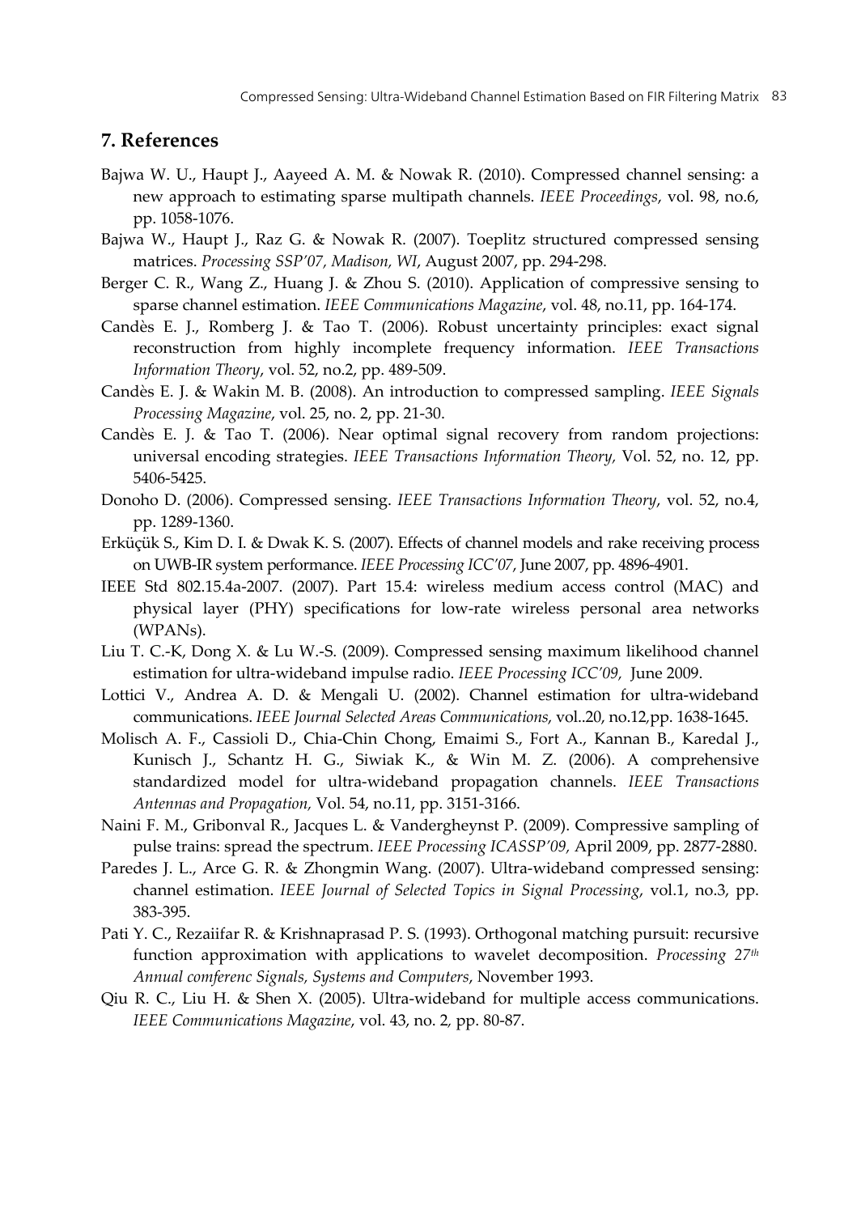## 7. References

Bajwa W. U., Haupt J., Aayeed A. M. & Nowak R. (2010). Compressed channel sensing: a new approach to estimating sparse multipath channels. *IEEE Proceedings*, vol. 98, no.6, pp. 1058-1076.

Bajwa W., Haupt J., Raz G. & Nowak R. (2007). Toeplitz structured compressed sensing matrices. *Processing SSP'07, Madison, WI*, August 2007, pp. 294-298.

Berger C. R., Wang Z., Huang J. & Zhou S. (2010). Application of compressive sensing to sparse channel estimation. *IEEE Communications Magazine*, vol. 48, no.11, pp. 164-174.

Candès E. J., Romberg J. & Tao T. (2006). Robust uncertainty principles: exact signal reconstruction from highly incomplete frequency information. *IEEE Transactions Information Theory*, vol. 52, no.2, pp. 489-509.

Candès E. J. & Wakin M. B. (2008). An introduction to compressed sampling. *IEEE Signals Processing Magazine*, vol. 25, no. 2, pp. 21-30.

Candès E. J. & Tao T. (2006). Near optimal signal recovery from random projections: universal encoding strategies. *IEEE Transactions Information Theory,* Vol. 52, no. 12, pp. 5406-5425.

Donoho D. (2006). Compressed sensing. *IEEE Transactions Information Theory*, vol. 52, no.4, pp. 1289-1360.

Erküçük S., Kim D. I. & Dwak K. S. (2007). Effects of channel models and rake receiving process on UWB-IR system performance. *IEEE Processing ICC'07*, June 2007, pp. 4896-4901.

IEEE Std 802.15.4a-2007. (2007). Part 15.4: wireless medium access control (MAC) and physical layer (PHY) specifications for low-rate wireless personal area networks (WPANs).

Liu T. C.-K, Dong X. & Lu W.-S. (2009). Compressed sensing maximum likelihood channel estimation for ultra-wideband impulse radio. *IEEE Processing ICC'09,* June 2009.

Lottici V., Andrea A. D. & Mengali U. (2002). Channel estimation for ultra-wideband communications. *IEEE Journal Selected Areas Communications*, vol..20, no.12,pp. 1638-1645.

Molisch A. F., Cassioli D., Chia-Chin Chong, Emaimi S., Fort A., Kannan B., Karedal J., Kunisch J., Schantz H. G., Siwiak K., & Win M. Z. (2006). A comprehensive standardized model for ultra-wideband propagation channels. *IEEE Transactions Antennas and Propagation,* Vol. 54, no.11, pp. 3151-3166.

Naini F. M., Gribonval R., Jacques L. & Vandergheynst P. (2009). Compressive sampling of pulse trains: spread the spectrum. *IEEE Processing ICASSP'09,* April 2009, pp. 2877-2880.

Paredes J. L., Arce G. R. & Zhongmin Wang. (2007). Ultra-wideband compressed sensing: channel estimation. *IEEE Journal of Selected Topics in Signal Processing*, vol.1, no.3, pp. 383-395.

Pati Y. C., Rezaiifar R. & Krishnaprasad P. S. (1993). Orthogonal matching pursuit: recursive function approximation with applications to wavelet decomposition. *Processing 27th Annual comferenc Signals, Systems and Computers*, November 1993.

Qiu R. C., Liu H. & Shen X. (2005). Ultra-wideband for multiple access communications. *IEEE Communications Magazine*, vol. 43, no. 2, pp. 80-87.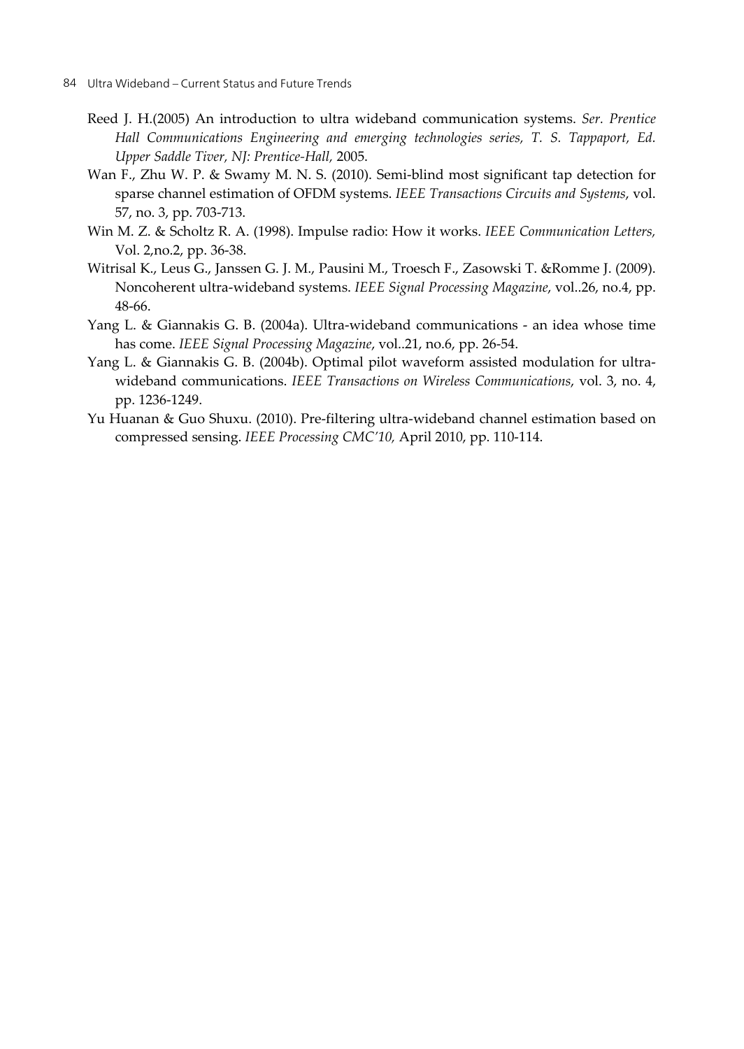Reed J. H.(2005) An introduction to ultra wideband communication systems. *Ser. Prentice Hall Communications Engineering and emerging technologies series, T. S. Tappaport, Ed. Upper Saddle Tiver, NJ: Prentice-Hall,* 2005.

Wan F., Zhu W. P. & Swamy M. N. S. (2010). Semi-blind most significant tap detection for sparse channel estimation of OFDM systems. *IEEE Transactions Circuits and Systems*, vol. 57, no. 3, pp. 703-713.

Win M. Z. & Scholtz R. A. (1998). Impulse radio: How it works. *IEEE Communication Letters,* Vol. 2,no.2, pp. 36-38.

Witrisal K., Leus G., Janssen G. J. M., Pausini M., Troesch F., Zasowski T. &Romme J. (2009). Noncoherent ultra-wideband systems. *IEEE Signal Processing Magazine*, vol..26, no.4, pp. 48-66.

Yang L. & Giannakis G. B. (2004a). Ultra-wideband communications - an idea whose time has come. *IEEE Signal Processing Magazine*, vol..21, no.6, pp. 26-54.

Yang L. & Giannakis G. B. (2004b). Optimal pilot waveform assisted modulation for ultra-wideband communications. *IEEE Transactions on Wireless Communications*, vol. 3, no. 4, pp. 1236-1249.

Yu Huanan & Guo Shuxu. (2010). Pre-filtering ultra-wideband channel estimation based on compressed sensing. *IEEE Processing CMC'10,* April 2010, pp. 110-114.